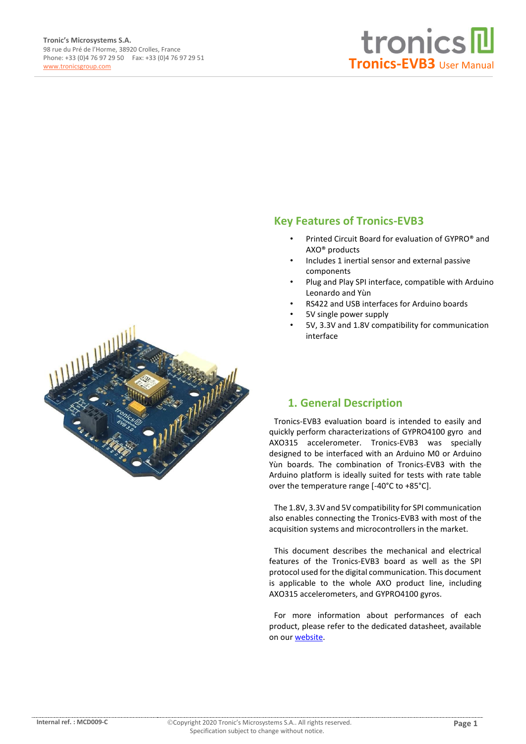Tronic's Microsystems S.A.
98 rue du Pré de l'Horme, 38920 Crolles, France
Phone: +33 (0)4 76 97 29 50 Fax: +33 (0)4 76 97 29 51
www.tronicsgroup.com

**Tronics-EVB3** User Manual

## Key Features of Tronics-EVB3

- Printed Circuit Board for evaluation of GYPRO® and AXO® products
- Includes 1 inertial sensor and external passive components
- Plug and Play SPI interface, compatible with Arduino Leonardo and Yùn
- RS422 and USB interfaces for Arduino boards
- 5V single power supply
- 5V, 3.3V and 1.8V compatibility for communication interface

## 1. General Description

Tronics-EVB3 evaluation board is intended to easily and quickly perform characterizations of GYPRO4100 gyro and AXO315 accelerometer. Tronics-EVB3 was specially designed to be interfaced with an Arduino M0 or Arduino Yùn boards. The combination of Tronics-EVB3 with the Arduino platform is ideally suited for tests with rate table over the temperature range [-40°C to +85°C].

The 1.8V, 3.3V and 5V compatibility for SPI communication also enables connecting the Tronics-EVB3 with most of the acquisition systems and microcontrollers in the market.

This document describes the mechanical and electrical features of the Tronics-EVB3 board as well as the SPI protocol used for the digital communication. This document is applicable to the whole AXO product line, including AXO315 accelerometers, and GYPRO4100 gyros.

For more information about performances of each product, please refer to the dedicated datasheet, available on our website.

Internal ref. : MCD009-C

©Copyright 2020 Tronic's Microsystems S.A.. All rights reserved.
Specification subject to change without notice.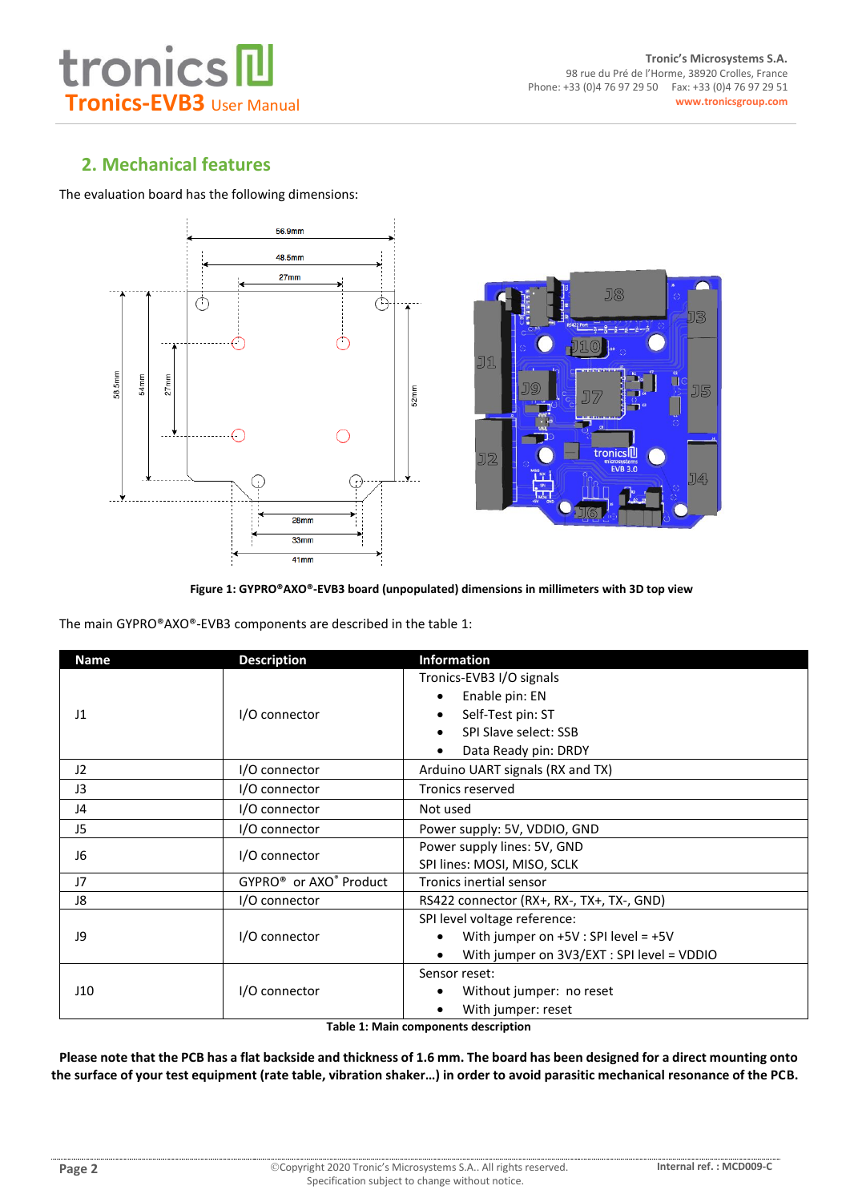## 2. Mechanical features

The evaluation board has the following dimensions:

Figure 1: GYPRO®AXO®-EVB3 board (unpopulated) dimensions in millimeters with 3D top view

The main GYPRO®AXO®-EVB3 components are described in the table 1:

| Name | Description | Information |
|---|---|---|
| J1 | I/O connector | Tronics-EVB3 I/O signals<br>• Enable pin: EN<br>• Self-Test pin: ST<br>• SPI Slave select: SSB<br>• Data Ready pin: DRDY |
| J2 | I/O connector | Arduino UART signals (RX and TX) |
| J3 | I/O connector | Tronics reserved |
| J4 | I/O connector | Not used |
| J5 | I/O connector | Power supply: 5V, VDDIO, GND |
| J6 | I/O connector | Power supply lines: 5V, GND<br>SPI lines: MOSI, MISO, SCLK |
| J7 | GYPRO® or AXO® Product | Tronics inertial sensor |
| J8 | I/O connector | RS422 connector (RX+, RX-, TX+, TX-, GND) |
| J9 | I/O connector | SPI level voltage reference:<br>• With jumper on +5V : SPI level = +5V<br>• With jumper on 3V3/EXT : SPI level = VDDIO |
| J10 | I/O connector | Sensor reset:<br>• Without jumper: no reset<br>• With jumper: reset |

**Table 1: Main components description**

**Please note that the PCB has a flat backside and thickness of 1.6 mm. The board has been designed for a direct mounting onto the surface of your test equipment (rate table, vibration shaker…) in order to avoid parasitic mechanical resonance of the PCB.**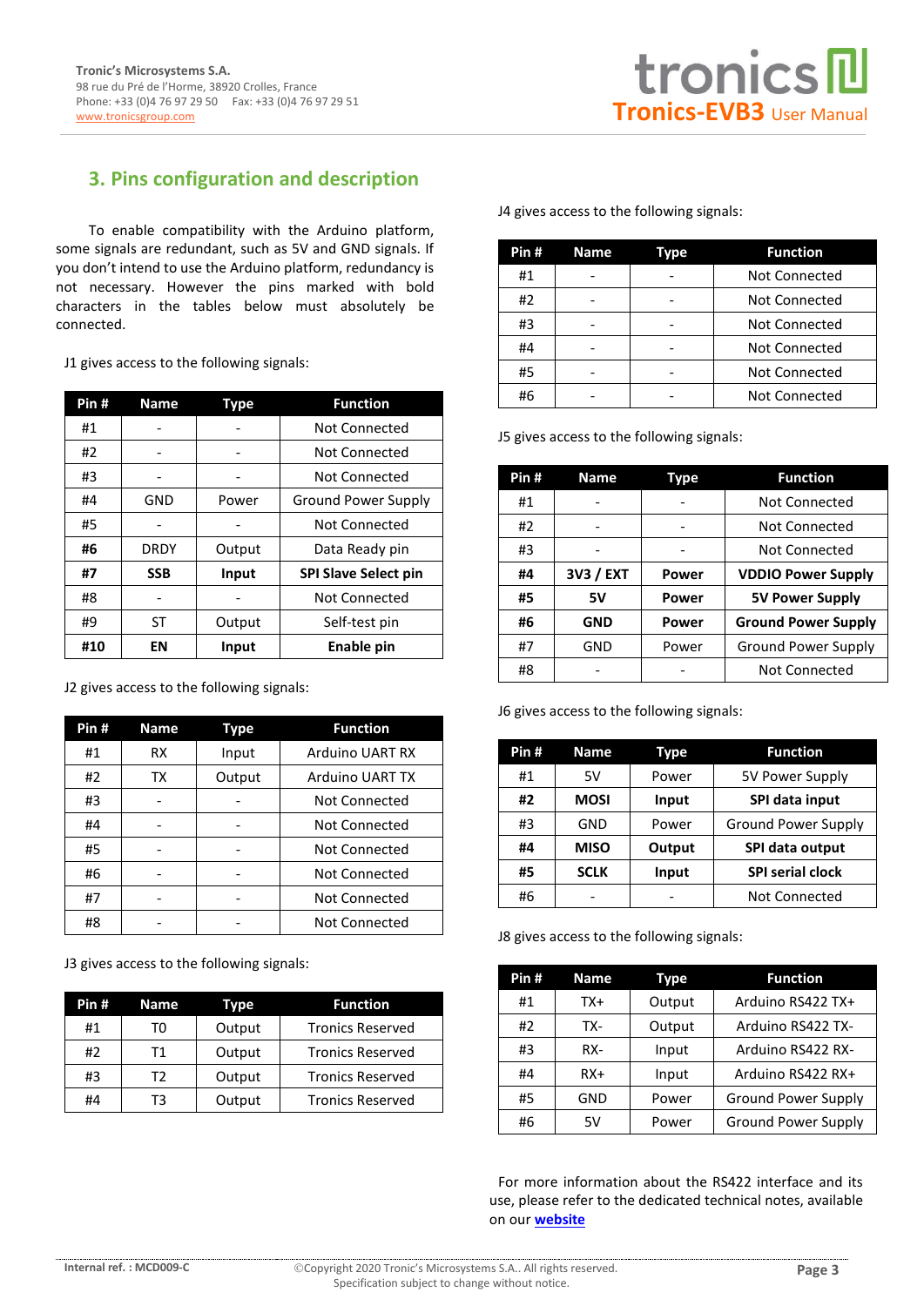## 3. Pins configuration and description

To enable compatibility with the Arduino platform, some signals are redundant, such as 5V and GND signals. If you don't intend to use the Arduino platform, redundancy is not necessary. However the pins marked with bold characters in the tables below must absolutely be connected.

J1 gives access to the following signals:

| Pin # | Name | Type | Function |
|---|---|---|---|
| #1 | - | - | Not Connected |
| #2 | - | - | Not Connected |
| #3 | - | - | Not Connected |
| #4 | GND | Power | Ground Power Supply |
| #5 | - | - | Not Connected |
| **#6** | DRDY | Output | Data Ready pin |
| **#7** | **SSB** | **Input** | **SPI Slave Select pin** |
| #8 | - | - | Not Connected |
| #9 | ST | Output | Self-test pin |
| **#10** | **EN** | **Input** | **Enable pin** |

J2 gives access to the following signals:

| Pin # | Name | Type | Function |
|---|---|---|---|
| #1 | RX | Input | Arduino UART RX |
| #2 | TX | Output | Arduino UART TX |
| #3 | - | - | Not Connected |
| #4 | - | - | Not Connected |
| #5 | - | - | Not Connected |
| #6 | - | - | Not Connected |
| #7 | - | - | Not Connected |
| #8 | - | - | Not Connected |

J3 gives access to the following signals:

| Pin # | Name | Type | Function |
|---|---|---|---|
| #1 | T0 | Output | Tronics Reserved |
| #2 | T1 | Output | Tronics Reserved |
| #3 | T2 | Output | Tronics Reserved |
| #4 | T3 | Output | Tronics Reserved |

J4 gives access to the following signals:

| Pin # | Name | Type | Function |
|---|---|---|---|
| #1 | - | - | Not Connected |
| #2 | - | - | Not Connected |
| #3 | - | - | Not Connected |
| #4 | - | - | Not Connected |
| #5 | - | - | Not Connected |
| #6 | - | - | Not Connected |

J5 gives access to the following signals:

| Pin # | Name | Type | Function |
|---|---|---|---|
| #1 | - | - | Not Connected |
| #2 | - | - | Not Connected |
| #3 | - | - | Not Connected |
| **#4** | **3V3 / EXT** | **Power** | **VDDIO Power Supply** |
| **#5** | **5V** | **Power** | **5V Power Supply** |
| **#6** | **GND** | **Power** | **Ground Power Supply** |
| #7 | GND | Power | Ground Power Supply |
| #8 | - | - | Not Connected |

J6 gives access to the following signals:

| Pin # | Name | Type | Function |
|---|---|---|---|
| #1 | 5V | Power | 5V Power Supply |
| **#2** | **MOSI** | **Input** | **SPI data input** |
| #3 | GND | Power | Ground Power Supply |
| **#4** | **MISO** | **Output** | **SPI data output** |
| **#5** | **SCLK** | **Input** | **SPI serial clock** |
| #6 | - | - | Not Connected |

J8 gives access to the following signals:

| Pin # | Name | Type | Function |
|---|---|---|---|
| #1 | TX+ | Output | Arduino RS422 TX+ |
| #2 | TX- | Output | Arduino RS422 TX- |
| #3 | RX- | Input | Arduino RS422 RX- |
| #4 | RX+ | Input | Arduino RS422 RX+ |
| #5 | GND | Power | Ground Power Supply |
| #6 | 5V | Power | Ground Power Supply |

For more information about the RS422 interface and its use, please refer to the dedicated technical notes, available on our **website**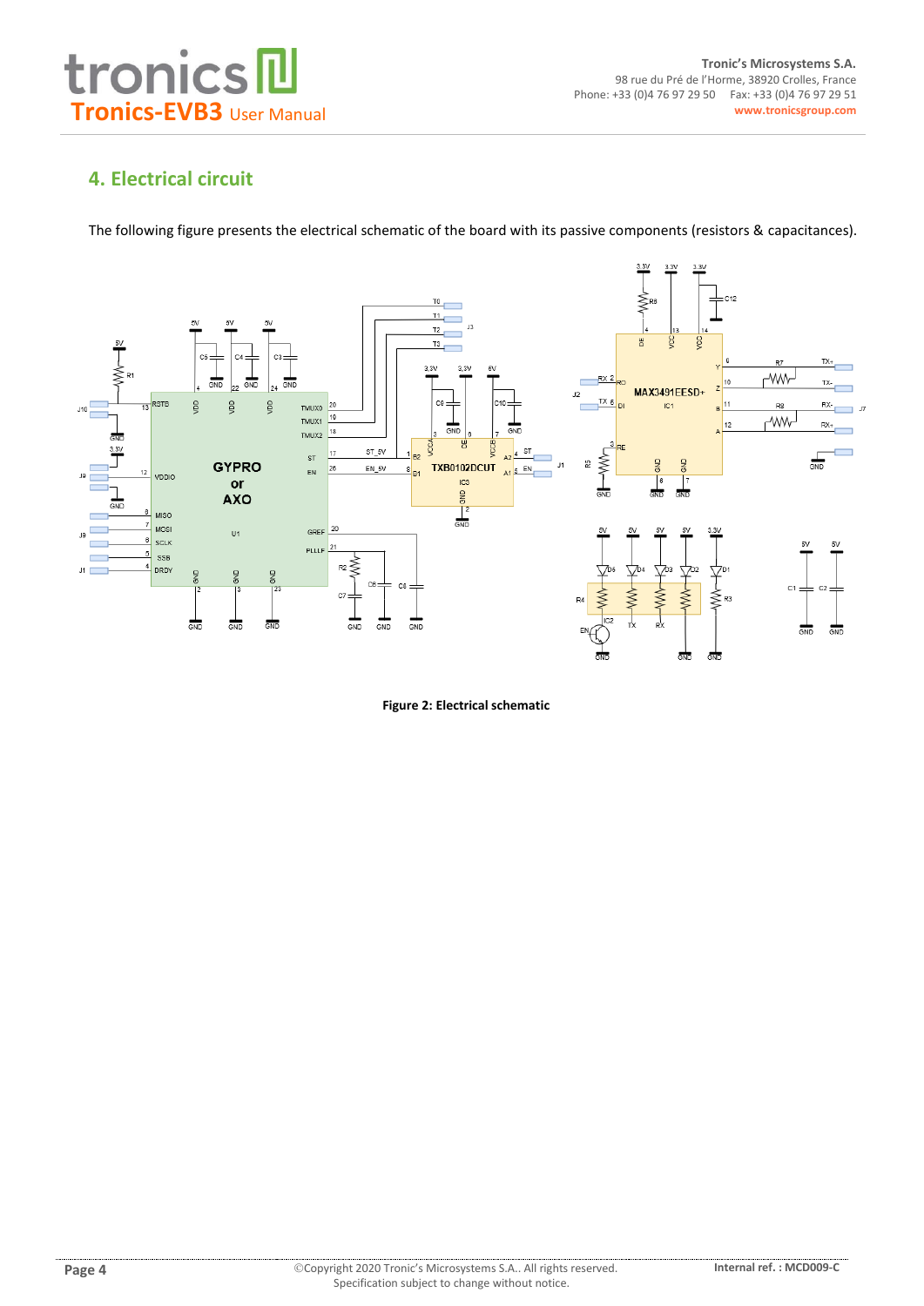## 4. Electrical circuit

The following figure presents the electrical schematic of the board with its passive components (resistors & capacitances).

**Figure 2: Electrical schematic**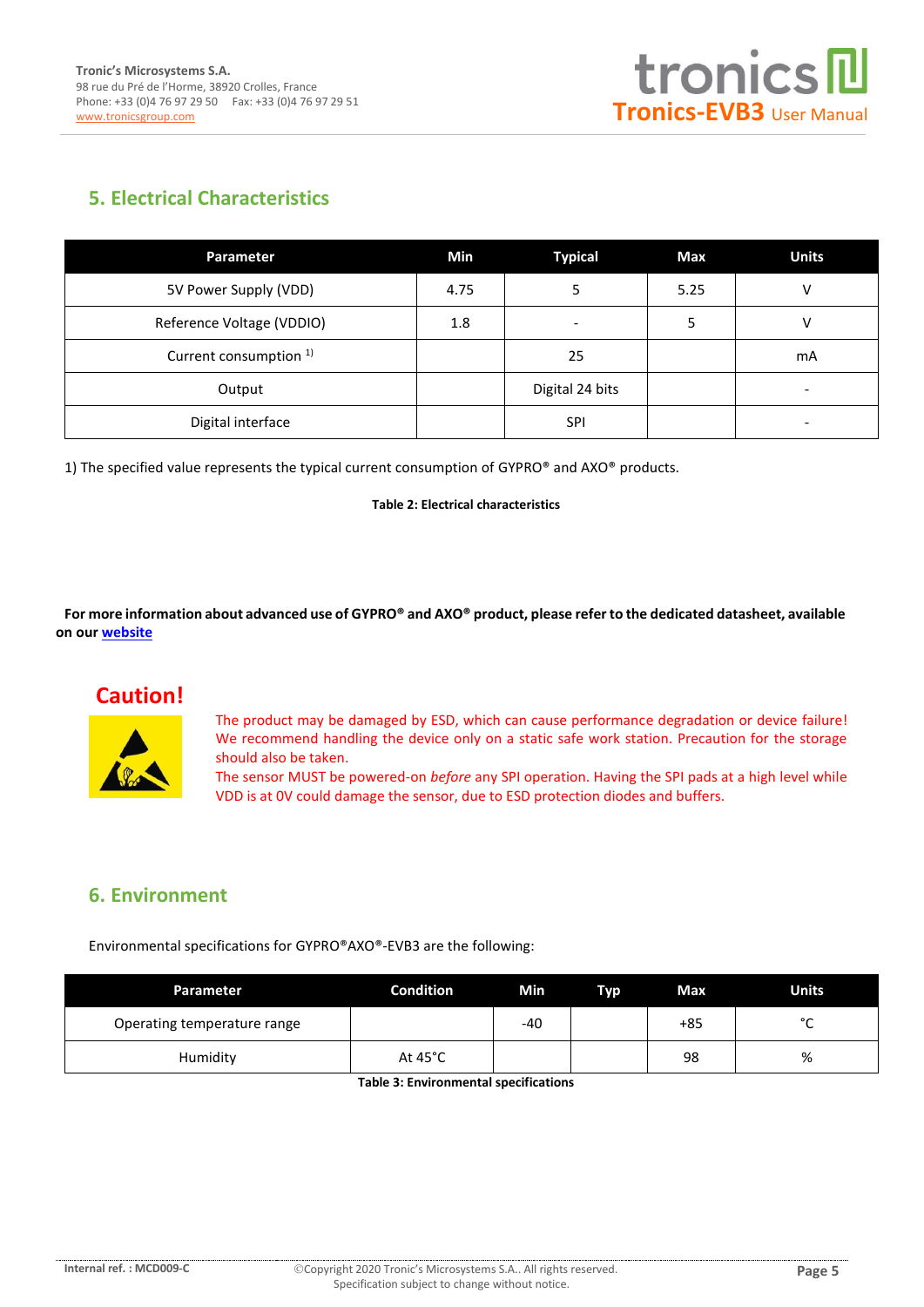## 5. Electrical Characteristics

| Parameter | Min | Typical | Max | Units |
|---|---|---|---|---|
| 5V Power Supply (VDD) | 4.75 | 5 | 5.25 | V |
| Reference Voltage (VDDIO) | 1.8 | - | 5 | V |
| Current consumption [1) ] |  | 25 |  | mA |
| Output |  | Digital 24 bits |  | - |
| Digital interface |  | SPI |  | - |

1) The specified value represents the typical current consumption of GYPRO® and AXO® products.

**Table 2: Electrical characteristics**

**For more information about advanced use of GYPRO® and AXO® product, please refer to the dedicated datasheet, available on our [website]**

**Caution!**

The product may be damaged by ESD, which can cause performance degradation or device failure! We recommend handling the device only on a static safe work station. Precaution for the storage should also be taken.
The sensor MUST be powered-on *before* any SPI operation. Having the SPI pads at a high level while VDD is at 0V could damage the sensor, due to ESD protection diodes and buffers.

## 6. Environment

Environmental specifications for GYPRO®AXO®-EVB3 are the following:

| Parameter | Condition | Min | Typ | Max | Units |
|---|---|---|---|---|---|
| Operating temperature range |  | -40 |  | +85 | °C |
| Humidity | At 45°C |  |  | 98 | % |

**Table 3: Environmental specifications**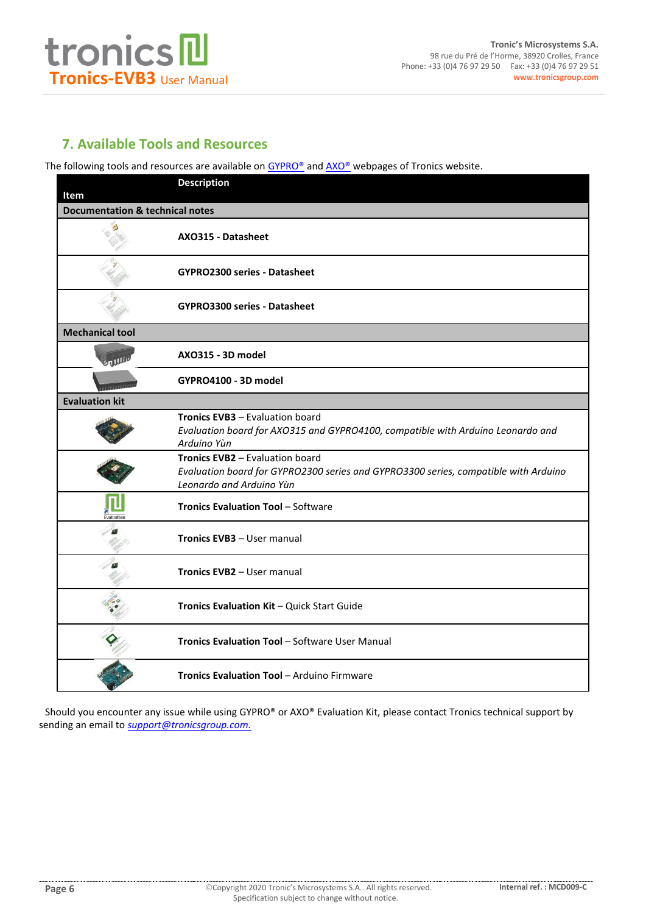## 7. Available Tools and Resources

The following tools and resources are available on GYPRO® and AXO® webpages of Tronics website.

| Item | Description |
|---|---|
| **Documentation & technical notes** | |
| | **AXO315 - Datasheet** |
| | **GYPRO2300 series - Datasheet** |
| | **GYPRO3300 series - Datasheet** |
| **Mechanical tool** | |
| | **AXO315 - 3D model** |
| | **GYPRO4100 - 3D model** |
| **Evaluation kit** | |
| | **Tronics EVB3** – Evaluation board<br>*Evaluation board for AXO315 and GYPRO4100, compatible with Arduino Leonardo and Arduino Yùn* |
| | **Tronics EVB2** – Evaluation board<br>*Evaluation board for GYPRO2300 series and GYPRO3300 series, compatible with Arduino Leonardo and Arduino Yùn* |
| | **Tronics Evaluation Tool** – Software |
| | **Tronics EVB3** – User manual |
| | **Tronics EVB2** – User manual |
| | **Tronics Evaluation Kit** – Quick Start Guide |
| | **Tronics Evaluation Tool** – Software User Manual |
| | **Tronics Evaluation Tool** – Arduino Firmware |

Should you encounter any issue while using GYPRO® or AXO® Evaluation Kit, please contact Tronics technical support by sending an email to *support@tronicsgroup.com.*